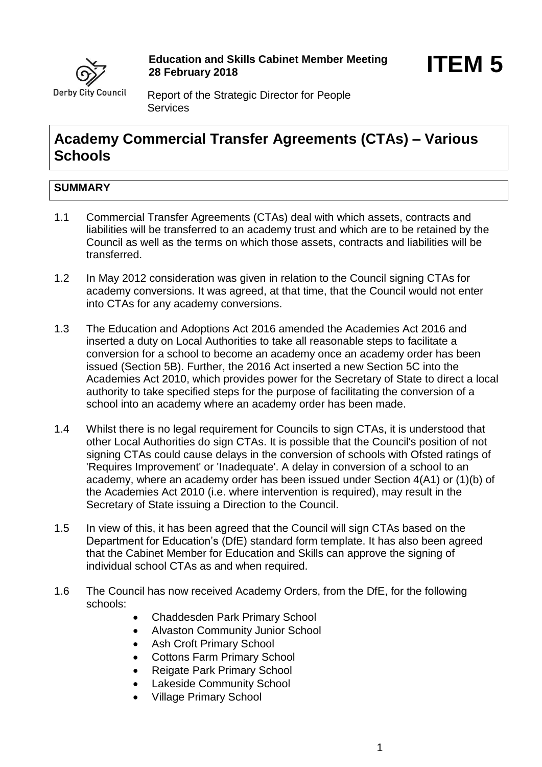Derby City Council

**Education and Skills Cabinet Member Meeting**
**28 February 2018**

**ITEM 5**

Report of the Strategic Director for People Services

# Academy Commercial Transfer Agreements (CTAs) – Various Schools

## SUMMARY

1.1 Commercial Transfer Agreements (CTAs) deal with which assets, contracts and liabilities will be transferred to an academy trust and which are to be retained by the Council as well as the terms on which those assets, contracts and liabilities will be transferred.

1.2 In May 2012 consideration was given in relation to the Council signing CTAs for academy conversions. It was agreed, at that time, that the Council would not enter into CTAs for any academy conversions.

1.3 The Education and Adoptions Act 2016 amended the Academies Act 2016 and inserted a duty on Local Authorities to take all reasonable steps to facilitate a conversion for a school to become an academy once an academy order has been issued (Section 5B). Further, the 2016 Act inserted a new Section 5C into the Academies Act 2010, which provides power for the Secretary of State to direct a local authority to take specified steps for the purpose of facilitating the conversion of a school into an academy where an academy order has been made.

1.4 Whilst there is no legal requirement for Councils to sign CTAs, it is understood that other Local Authorities do sign CTAs. It is possible that the Council's position of not signing CTAs could cause delays in the conversion of schools with Ofsted ratings of 'Requires Improvement' or 'Inadequate'. A delay in conversion of a school to an academy, where an academy order has been issued under Section 4(A1) or (1)(b) of the Academies Act 2010 (i.e. where intervention is required), may result in the Secretary of State issuing a Direction to the Council.

1.5 In view of this, it has been agreed that the Council will sign CTAs based on the Department for Education's (DfE) standard form template. It has also been agreed that the Cabinet Member for Education and Skills can approve the signing of individual school CTAs as and when required.

1.6 The Council has now received Academy Orders, from the DfE, for the following schools:

- Chaddesden Park Primary School
- Alvaston Community Junior School
- Ash Croft Primary School
- Cottons Farm Primary School
- Reigate Park Primary School
- Lakeside Community School
- Village Primary School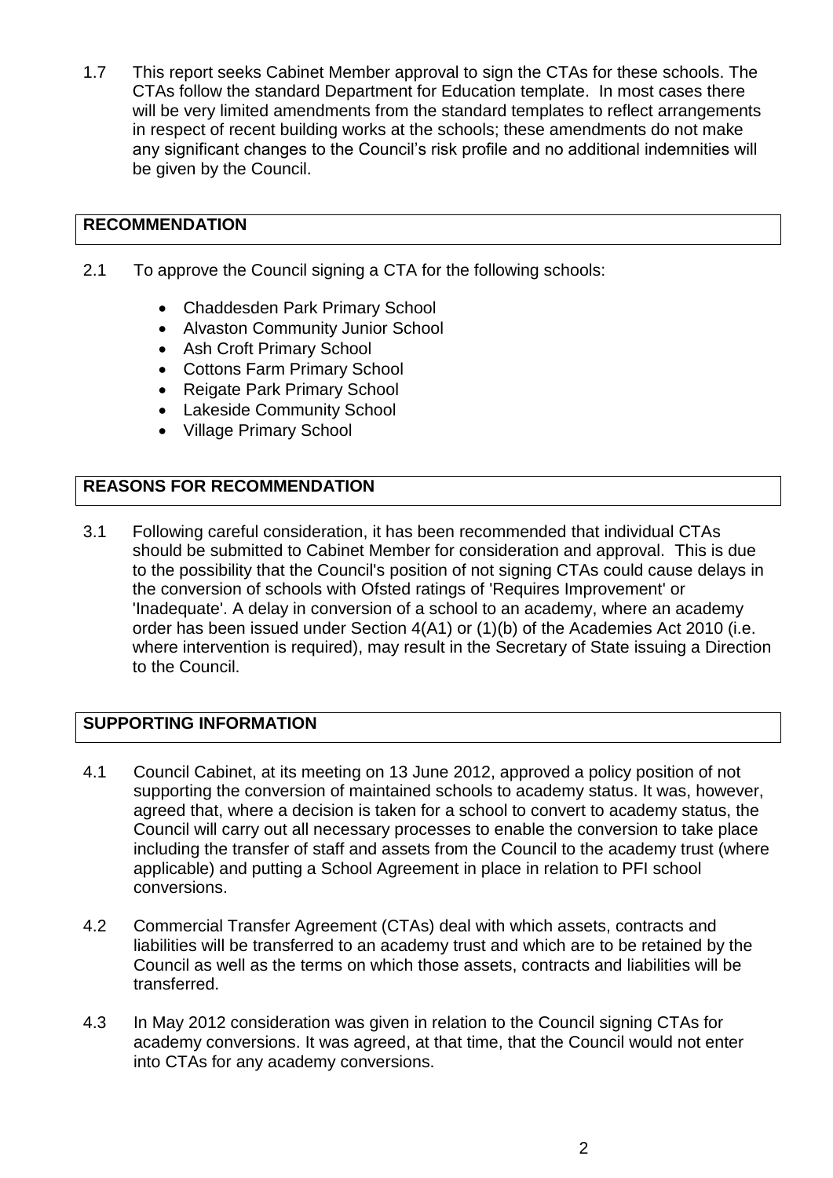1.7 This report seeks Cabinet Member approval to sign the CTAs for these schools. The CTAs follow the standard Department for Education template. In most cases there will be very limited amendments from the standard templates to reflect arrangements in respect of recent building works at the schools; these amendments do not make any significant changes to the Council's risk profile and no additional indemnities will be given by the Council.

## RECOMMENDATION

2.1 To approve the Council signing a CTA for the following schools:

- Chaddesden Park Primary School
- Alvaston Community Junior School
- Ash Croft Primary School
- Cottons Farm Primary School
- Reigate Park Primary School
- Lakeside Community School
- Village Primary School

## REASONS FOR RECOMMENDATION

3.1 Following careful consideration, it has been recommended that individual CTAs should be submitted to Cabinet Member for consideration and approval. This is due to the possibility that the Council's position of not signing CTAs could cause delays in the conversion of schools with Ofsted ratings of 'Requires Improvement' or 'Inadequate'. A delay in conversion of a school to an academy, where an academy order has been issued under Section 4(A1) or (1)(b) of the Academies Act 2010 (i.e. where intervention is required), may result in the Secretary of State issuing a Direction to the Council.

## SUPPORTING INFORMATION

4.1 Council Cabinet, at its meeting on 13 June 2012, approved a policy position of not supporting the conversion of maintained schools to academy status. It was, however, agreed that, where a decision is taken for a school to convert to academy status, the Council will carry out all necessary processes to enable the conversion to take place including the transfer of staff and assets from the Council to the academy trust (where applicable) and putting a School Agreement in place in relation to PFI school conversions.

4.2 Commercial Transfer Agreement (CTAs) deal with which assets, contracts and liabilities will be transferred to an academy trust and which are to be retained by the Council as well as the terms on which those assets, contracts and liabilities will be transferred.

4.3 In May 2012 consideration was given in relation to the Council signing CTAs for academy conversions. It was agreed, at that time, that the Council would not enter into CTAs for any academy conversions.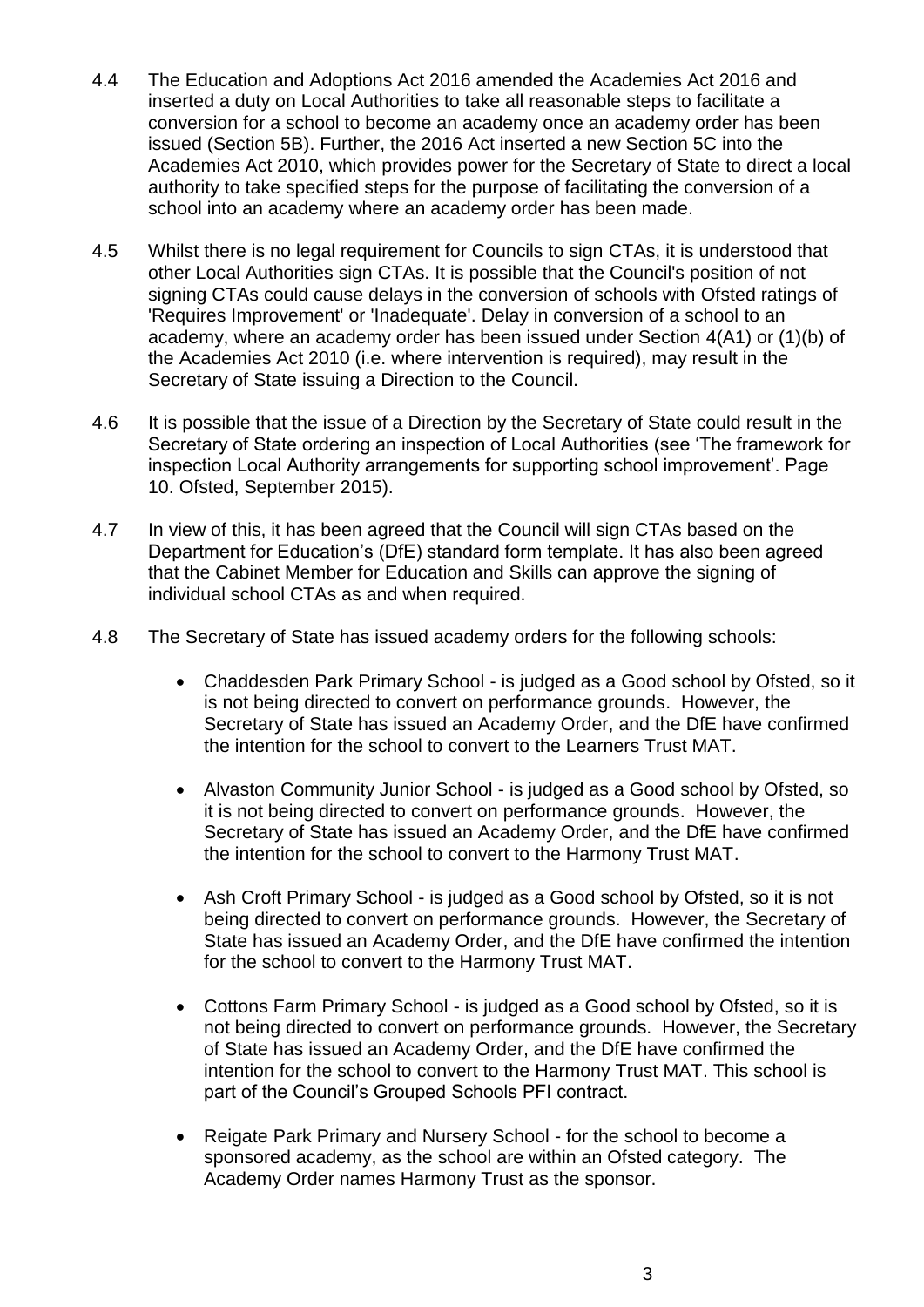4.4 The Education and Adoptions Act 2016 amended the Academies Act 2016 and inserted a duty on Local Authorities to take all reasonable steps to facilitate a conversion for a school to become an academy once an academy order has been issued (Section 5B). Further, the 2016 Act inserted a new Section 5C into the Academies Act 2010, which provides power for the Secretary of State to direct a local authority to take specified steps for the purpose of facilitating the conversion of a school into an academy where an academy order has been made.

4.5 Whilst there is no legal requirement for Councils to sign CTAs, it is understood that other Local Authorities sign CTAs. It is possible that the Council's position of not signing CTAs could cause delays in the conversion of schools with Ofsted ratings of 'Requires Improvement' or 'Inadequate'. Delay in conversion of a school to an academy, where an academy order has been issued under Section 4(A1) or (1)(b) of the Academies Act 2010 (i.e. where intervention is required), may result in the Secretary of State issuing a Direction to the Council.

4.6 It is possible that the issue of a Direction by the Secretary of State could result in the Secretary of State ordering an inspection of Local Authorities (see 'The framework for inspection Local Authority arrangements for supporting school improvement'. Page 10. Ofsted, September 2015).

4.7 In view of this, it has been agreed that the Council will sign CTAs based on the Department for Education's (DfE) standard form template. It has also been agreed that the Cabinet Member for Education and Skills can approve the signing of individual school CTAs as and when required.

4.8 The Secretary of State has issued academy orders for the following schools:

- Chaddesden Park Primary School - is judged as a Good school by Ofsted, so it is not being directed to convert on performance grounds. However, the Secretary of State has issued an Academy Order, and the DfE have confirmed the intention for the school to convert to the Learners Trust MAT.
- Alvaston Community Junior School - is judged as a Good school by Ofsted, so it is not being directed to convert on performance grounds. However, the Secretary of State has issued an Academy Order, and the DfE have confirmed the intention for the school to convert to the Harmony Trust MAT.
- Ash Croft Primary School - is judged as a Good school by Ofsted, so it is not being directed to convert on performance grounds. However, the Secretary of State has issued an Academy Order, and the DfE have confirmed the intention for the school to convert to the Harmony Trust MAT.
- Cottons Farm Primary School - is judged as a Good school by Ofsted, so it is not being directed to convert on performance grounds. However, the Secretary of State has issued an Academy Order, and the DfE have confirmed the intention for the school to convert to the Harmony Trust MAT. This school is part of the Council's Grouped Schools PFI contract.
- Reigate Park Primary and Nursery School - for the school to become a sponsored academy, as the school are within an Ofsted category. The Academy Order names Harmony Trust as the sponsor.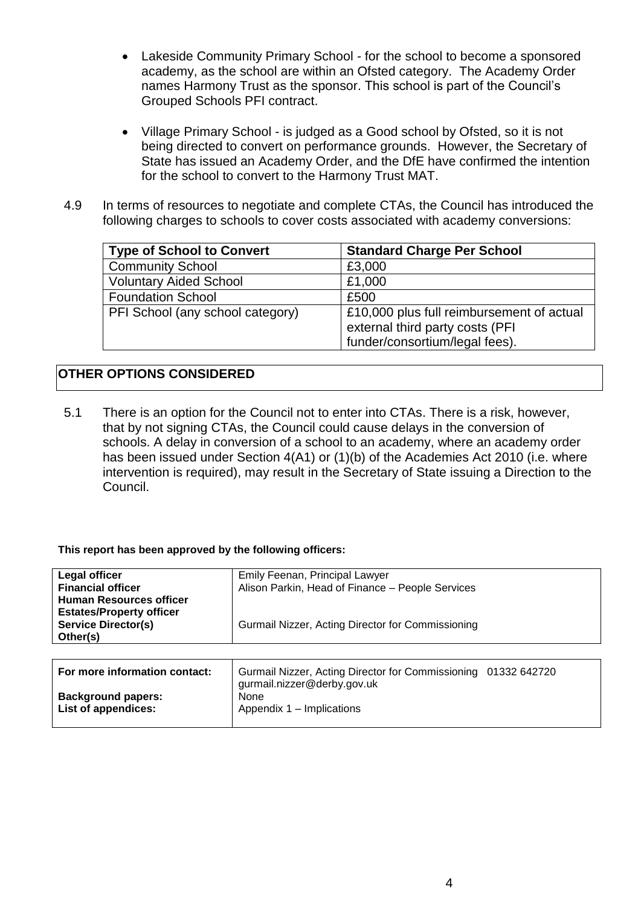- Lakeside Community Primary School - for the school to become a sponsored academy, as the school are within an Ofsted category. The Academy Order names Harmony Trust as the sponsor. This school is part of the Council's Grouped Schools PFI contract.

- Village Primary School - is judged as a Good school by Ofsted, so it is not being directed to convert on performance grounds. However, the Secretary of State has issued an Academy Order, and the DfE have confirmed the intention for the school to convert to the Harmony Trust MAT.

4.9 In terms of resources to negotiate and complete CTAs, the Council has introduced the following charges to schools to cover costs associated with academy conversions:

| Type of School to Convert | Standard Charge Per School |
|---|---|
| Community School | £3,000 |
| Voluntary Aided School | £1,000 |
| Foundation School | £500 |
| PFI School (any school category) | £10,000 plus full reimbursement of actual external third party costs (PFI funder/consortium/legal fees). |

## OTHER OPTIONS CONSIDERED

5.1 There is an option for the Council not to enter into CTAs. There is a risk, however, that by not signing CTAs, the Council could cause delays in the conversion of schools. A delay in conversion of a school to an academy, where an academy order has been issued under Section 4(A1) or (1)(b) of the Academies Act 2010 (i.e. where intervention is required), may result in the Secretary of State issuing a Direction to the Council.

**This report has been approved by the following officers:**

| | |
|---|---|
| **Legal officer** | Emily Feenan, Principal Lawyer |
| **Financial officer** | Alison Parkin, Head of Finance – People Services |
| **Human Resources officer** | |
| **Estates/Property officer** | |
| **Service Director(s)** | Gurmail Nizzer, Acting Director for Commissioning |
| **Other(s)** | |

| | |
|---|---|
| **For more information contact:** | Gurmail Nizzer, Acting Director for Commissioning 01332 642720 gurmail.nizzer@derby.gov.uk |
| **Background papers:** | None |
| **List of appendices:** | Appendix 1 – Implications |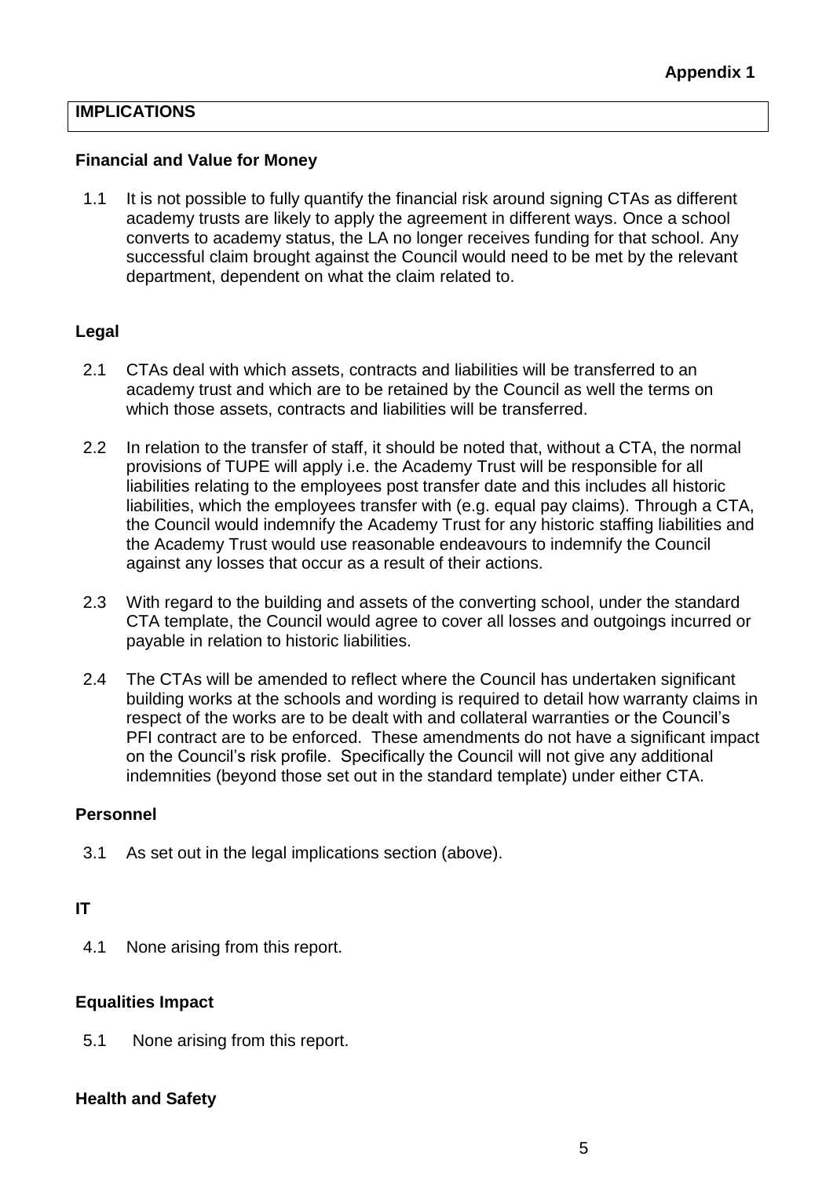**Appendix 1**

## IMPLICATIONS

### Financial and Value for Money

1.1 It is not possible to fully quantify the financial risk around signing CTAs as different academy trusts are likely to apply the agreement in different ways. Once a school converts to academy status, the LA no longer receives funding for that school. Any successful claim brought against the Council would need to be met by the relevant department, dependent on what the claim related to.

### Legal

2.1 CTAs deal with which assets, contracts and liabilities will be transferred to an academy trust and which are to be retained by the Council as well the terms on which those assets, contracts and liabilities will be transferred.

2.2 In relation to the transfer of staff, it should be noted that, without a CTA, the normal provisions of TUPE will apply i.e. the Academy Trust will be responsible for all liabilities relating to the employees post transfer date and this includes all historic liabilities, which the employees transfer with (e.g. equal pay claims). Through a CTA, the Council would indemnify the Academy Trust for any historic staffing liabilities and the Academy Trust would use reasonable endeavours to indemnify the Council against any losses that occur as a result of their actions.

2.3 With regard to the building and assets of the converting school, under the standard CTA template, the Council would agree to cover all losses and outgoings incurred or payable in relation to historic liabilities.

2.4 The CTAs will be amended to reflect where the Council has undertaken significant building works at the schools and wording is required to detail how warranty claims in respect of the works are to be dealt with and collateral warranties or the Council's PFI contract are to be enforced. These amendments do not have a significant impact on the Council's risk profile. Specifically the Council will not give any additional indemnities (beyond those set out in the standard template) under either CTA.

### Personnel

3.1 As set out in the legal implications section (above).

### IT

4.1 None arising from this report.

### Equalities Impact

5.1 None arising from this report.

### Health and Safety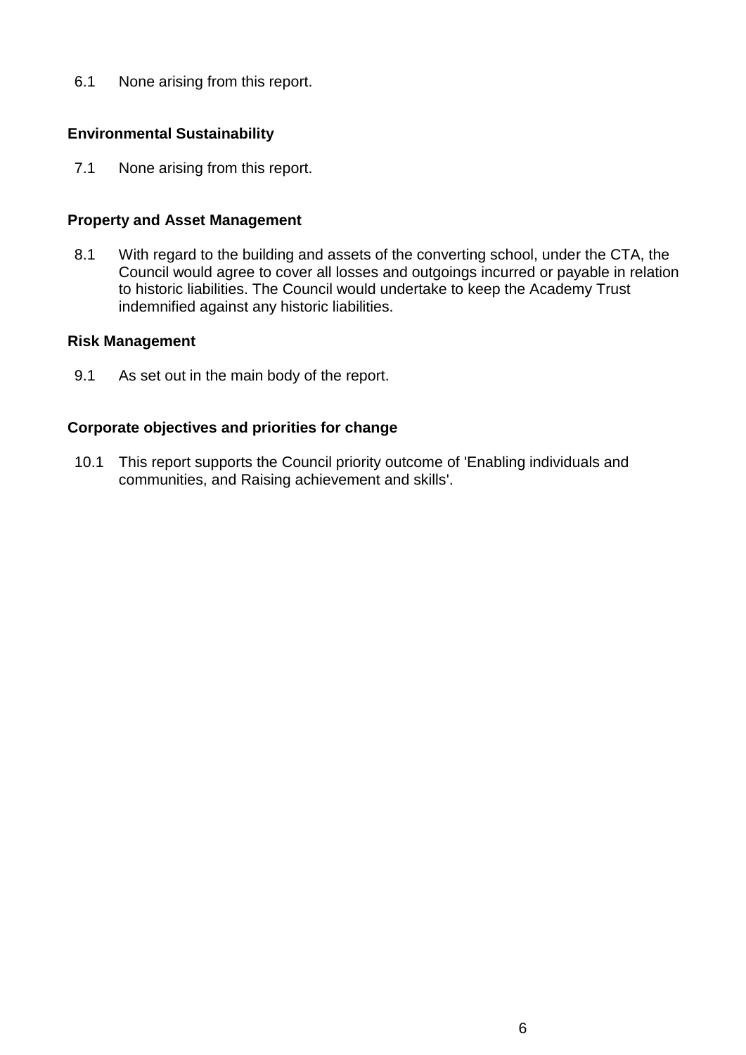6.1 None arising from this report.

**Environmental Sustainability**

7.1 None arising from this report.

**Property and Asset Management**

8.1 With regard to the building and assets of the converting school, under the CTA, the Council would agree to cover all losses and outgoings incurred or payable in relation to historic liabilities. The Council would undertake to keep the Academy Trust indemnified against any historic liabilities.

**Risk Management**

9.1 As set out in the main body of the report.

**Corporate objectives and priorities for change**

10.1 This report supports the Council priority outcome of 'Enabling individuals and communities, and Raising achievement and skills'.